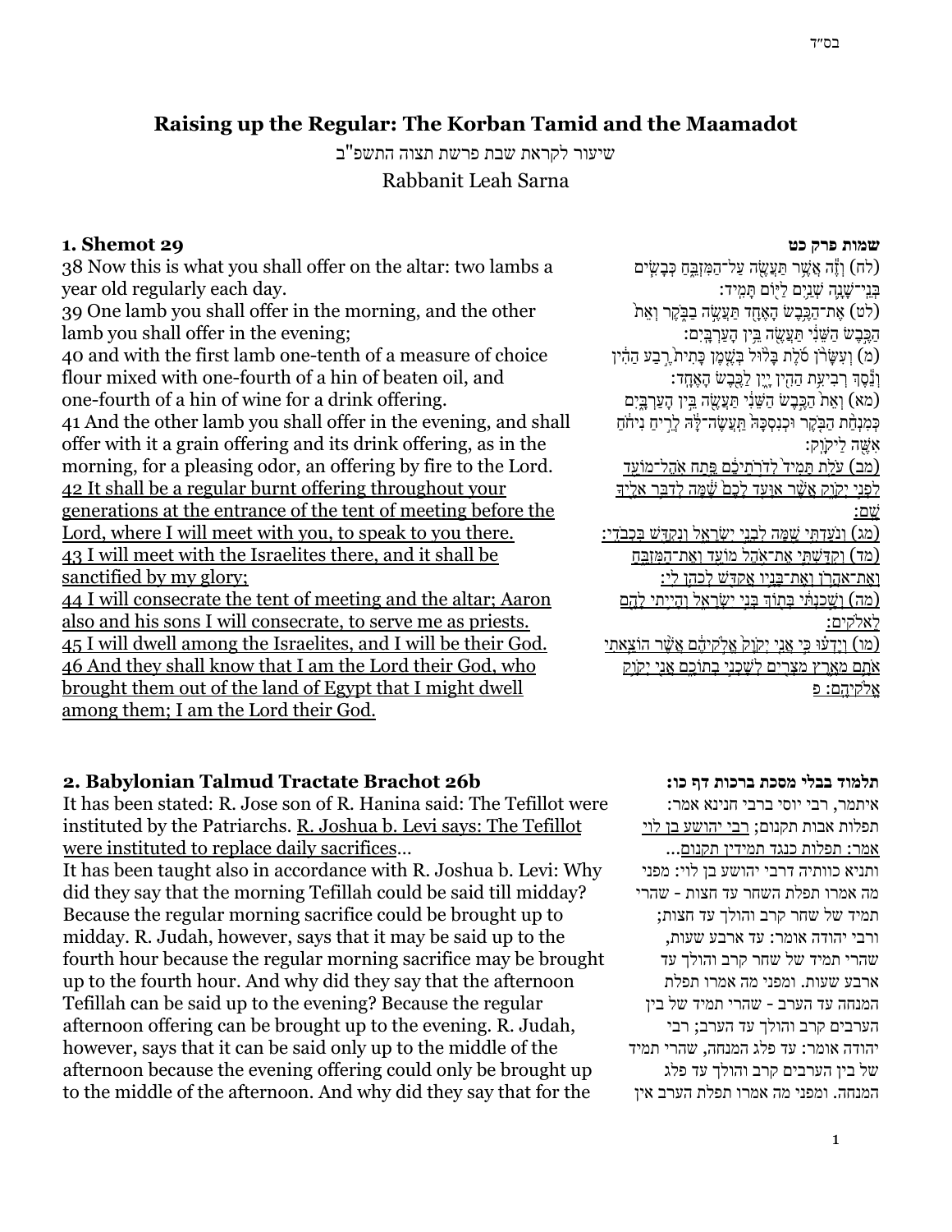# Raising up the Regular: The Korban Tamid and the Maamadot

שיעור לקראת שבת פרשת תצוה התשפ"ב

Rabbanit Leah Sarna

## 1. Shemot 29

38 Now this is what you shall offer on the altar: two lambs a year old regularly each day.
39 One lamb you shall offer in the morning, and the other lamb you shall offer in the evening;
40 and with the first lamb one-tenth of a measure of choice flour mixed with one-fourth of a hin of beaten oil, and one-fourth of a hin of wine for a drink offering.
41 And the other lamb you shall offer in the evening, and shall offer with it a grain offering and its drink offering, as in the morning, for a pleasing odor, an offering by fire to the Lord.
<u>42 It shall be a regular burnt offering throughout your generations at the entrance of the tent of meeting before the Lord, where I will meet with you, to speak to you there.</u>
<u>43 I will meet with the Israelites there, and it shall be sanctified by my glory;</u>
<u>44 I will consecrate the tent of meeting and the altar; Aaron also and his sons I will consecrate, to serve me as priests.</u>
<u>45 I will dwell among the Israelites, and I will be their God.</u>
<u>46 And they shall know that I am the Lord their God, who brought them out of the land of Egypt that I might dwell among them; I am the Lord their God.</u>

**שמות פרק כט**

(לח) וְזֶה אֲשֶׁר תַּעֲשֶׂה עַל־הַמִּזְבֵּחַ כְּבָשִׂים בְּנֵי־שָׁנָה שְׁנַיִם לַיּוֹם תָּמִיד:
(לט) אֶת־הַכֶּבֶשׂ הָאֶחָד תַּעֲשֶׂה בַבֹּקֶר וְאֵת הַכֶּבֶשׂ הַשֵּׁנִי תַּעֲשֶׂה בֵּין הָעַרְבָּיִם:
(מ) וְעִשָּׂרֹן סֹלֶת בָּלוּל בְּשֶׁמֶן כָּתִית רֶבַע הַהִין וְנֵסֶךְ רְבִיעִת הַהִין יָיִן לַכֶּבֶשׂ הָאֶחָד:
(מא) וְאֵת הַכֶּבֶשׂ הַשֵּׁנִי תַּעֲשֶׂה בֵּין הָעַרְבָּיִם כְּמִנְחַת הַבֹּקֶר וּכְנִסְכָּהּ תַּעֲשֶׂה־לָּהּ לְרֵיחַ נִיחֹחַ אִשֶּׁה לַיקֹוָק:
<u>(מב) עֹלַת תָּמִיד לְדֹרֹתֵיכֶם פֶּתַח אֹהֶל־מוֹעֵד לִפְנֵי יְקֹוָק אֲשֶׁר אִוָּעֵד לָכֶם שָׁמָּה לְדַבֵּר אֵלֶיךָ שָׁם:</u>
<u>(מג) וְנֹעַדְתִּי שָׁמָּה לִבְנֵי יִשְׂרָאֵל וְנִקְדַּשׁ בִּכְבֹדִי:</u>
<u>(מד) וְקִדַּשְׁתִּי אֶת־אֹהֶל מוֹעֵד וְאֶת־הַמִּזְבֵּחַ וְאֶת־אַהֲרֹן וְאֶת־בָּנָיו אֲקַדֵּשׁ לְכַהֵן לִי:</u>
<u>(מה) וְשָׁכַנְתִּי בְּתוֹךְ בְּנֵי יִשְׂרָאֵל וְהָיִיתִי לָהֶם לֵאלֹקִים:</u>
<u>(מו) וְיָדְעוּ כִּי אֲנִי יְקֹוָק אֱלֹקֵיהֶם אֲשֶׁר הוֹצֵאתִי אֹתָם מֵאֶרֶץ מִצְרַיִם לְשָׁכְנִי בְתוֹכָם אֲנִי יְקֹוָק אֱלֹקֵיהֶם: פ</u>

## 2. Babylonian Talmud Tractate Brachot 26b

It has been stated: R. Jose son of R. Hanina said: The Tefillot were instituted by the Patriarchs. <u>R. Joshua b. Levi says: The Tefillot were instituted to replace daily sacrifices</u>…
It has been taught also in accordance with R. Joshua b. Levi: Why did they say that the morning Tefillah could be said till midday? Because the regular morning sacrifice could be brought up to midday. R. Judah, however, says that it may be said up to the fourth hour because the regular morning sacrifice may be brought up to the fourth hour. And why did they say that the afternoon Tefillah can be said up to the evening? Because the regular afternoon offering can be brought up to the evening. R. Judah, however, says that it can be said only up to the middle of the afternoon because the evening offering could only be brought up to the middle of the afternoon. And why did they say that for the

**תלמוד בבלי מסכת ברכות דף כו:**

איתמר, רבי יוסי ברבי חנינא אמר: תפלות אבות תקנום; <u>רבי יהושע בן לוי אמר: תפלות כנגד תמידין תקנום</u>... ותניא כוותיה דרבי יהושע בן לוי: מפני מה אמרו תפלת השחר עד חצות - שהרי תמיד של שחר קרב והולך עד חצות; ורבי יהודה אומר: עד ארבע שעות, שהרי תמיד של שחר קרב והולך עד ארבע שעות. ומפני מה אמרו תפלת המנחה עד הערב - שהרי תמיד של בין הערבים קרב והולך עד הערב; רבי יהודה אומר: עד פלג המנחה, שהרי תמיד של בין הערבים קרב והולך עד פלג המנחה. ומפני מה אמרו תפלת הערב אין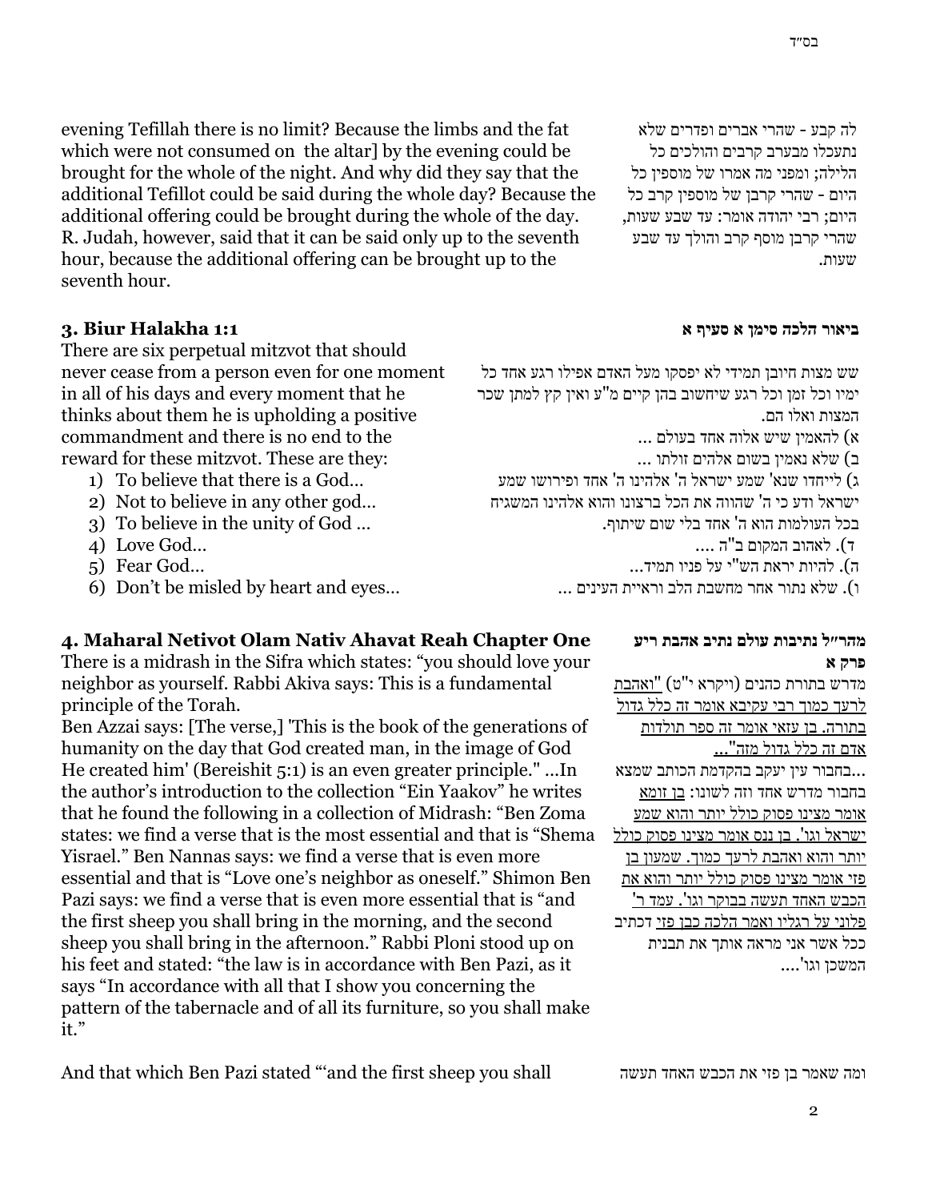evening Tefillah there is no limit? Because the limbs and the fat which were not consumed on the altar] by the evening could be brought for the whole of the night. And why did they say that the additional Tefillot could be said during the whole day? Because the additional offering could be brought during the whole of the day. R. Judah, however, said that it can be said only up to the seventh hour, because the additional offering can be brought up to the seventh hour.

לה קבע - שהרי אברים ופדרים שלא נתעכלו מבערב קרבים והולכים כל הלילה; ומפני מה אמרו של מוספין כל היום - שהרי קרבן של מוספין קרב כל היום; רבי יהודה אומר: עד שבע שעות, שהרי קרבן מוסף קרב והולך עד שבע שעות.

### 3. Biur Halakha 1:1

There are six perpetual mitzvot that should never cease from a person even for one moment in all of his days and every moment that he thinks about them he is upholding a positive commandment and there is no end to the reward for these mitzvot. These are they:

1) To believe that there is a God…
2) Not to believe in any other god…
3) To believe in the unity of God …
4) Love God…
5) Fear God…
6) Don't be misled by heart and eyes…

### ביאור הלכה סימן א סעיף א

שש מצות חיובן תמידי לא יפסקו מעל האדם אפילו רגע אחד כל ימיו וכל זמן וכל רגע שיחשוב בהן קיים מ"ע ואין קץ למתן שכר המצות ואלו הם.

א) להאמין שיש אלוה אחד בעולם ...

ב) שלא נאמין בשום אלהים זולתו ...

ג) לייחדו שנא' שמע ישראל ה' אלהינו ה' אחד ופירושו שמע ישראל ודע כי ה' שהווה את הכל ברצונו והוא אלהינו המשגיח בכל העולמות הוא ה' אחד בלי שום שיתוף.

ד). לאהוב המקום ב"ה ....

ה). להיות יראת הש"י על פניו תמיד...

ו). שלא נתור אחר מחשבת הלב וראיית העינים ...

### 4. Maharal Netivot Olam Nativ Ahavat Reah Chapter One

There is a midrash in the Sifra which states: "you should love your neighbor as yourself. Rabbi Akiva says: This is a fundamental principle of the Torah.

Ben Azzai says: [The verse,] 'This is the book of the generations of humanity on the day that God created man, in the image of God He created him' (Bereishit 5:1) is an even greater principle." ...In the author's introduction to the collection "Ein Yaakov" he writes that he found the following in a collection of Midrash: "Ben Zoma states: we find a verse that is the most essential and that is "Shema Yisrael." Ben Nannas says: we find a verse that is even more essential and that is "Love one's neighbor as oneself." Shimon Ben Pazi says: we find a verse that is even more essential that is "and the first sheep you shall bring in the morning, and the second sheep you shall bring in the afternoon." Rabbi Ploni stood up on his feet and stated: "the law is in accordance with Ben Pazi, as it says "In accordance with all that I show you concerning the pattern of the tabernacle and of all its furniture, so you shall make it."

### מהר"ל נתיבות עולם נתיב אהבת ריע פרק א

מדרש בתורת כהנים (ויקרא י"ט) "ואהבת לרעך כמוך רבי עקיבא אומר זה כלל גדול בתורה. בן עזאי אומר זה ספר תולדות אדם זה כלל גדול מזה"...

...בחבור עין יעקב בהקדמת הכותב שמצא בחבור מדרש אחד וזה לשונו: בן זומא אומר מצינו פסוק כולל יותר והוא שמע ישראל וגו'. בן ננס אומר מצינו פסוק כולל יותר והוא ואהבת לרעך כמוך. שמעון בן פזי אומר מצינו פסוק כולל יותר והוא את הכבש האחד תעשה בבוקר וגו'. עמד ר' פלוני על רגליו ואמר הלכה כבן פזי דכתיב ככל אשר אני מראה אותך את תבנית המשכן וגו'....

And that which Ben Pazi stated "'and the first sheep you shall

ומה שאמר בן פזי את הכבש האחד תעשה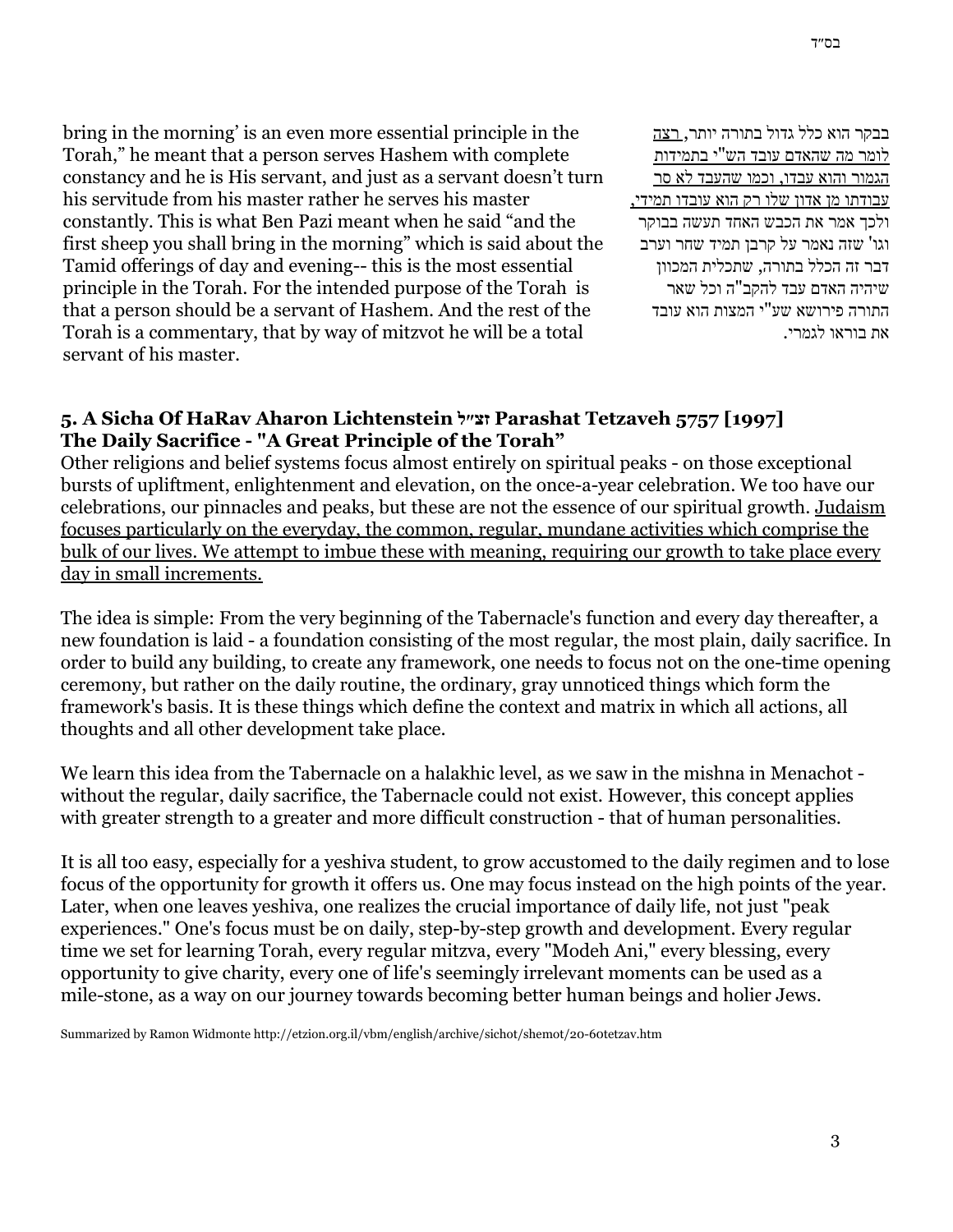בבקר הוא כלל גדול בתורה יותר, רצה לומר מה שהאדם עובד הש"י בתמידות הגמור והוא עבדו, וכמו שהעבד לא סר עבודתו מן אדון שלו רק הוא עובדו תמידי, ולכך אמר את הכבש האחד תעשה בבוקר וגו' שזה נאמר על קרבן תמיד שחר וערב דבר זה הכלל בתורה, שתכלית המכוון שיהיה האדם עבד להקב"ה וכל שאר התורה פירושא שע"י המצות הוא עובד את בוראו לגמרי.

bring in the morning' is an even more essential principle in the Torah," he meant that a person serves Hashem with complete constancy and he is His servant, and just as a servant doesn't turn his servitude from his master rather he serves his master constantly. This is what Ben Pazi meant when he said "and the first sheep you shall bring in the morning" which is said about the Tamid offerings of day and evening-- this is the most essential principle in the Torah. For the intended purpose of the Torah is that a person should be a servant of Hashem. And the rest of the Torah is a commentary, that by way of mitzvot he will be a total servant of his master.

**5. A Sicha Of HaRav Aharon Lichtenstein זצ״ל Parashat Tetzaveh 5757 [1997]**
**The Daily Sacrifice - "A Great Principle of the Torah"**

Other religions and belief systems focus almost entirely on spiritual peaks - on those exceptional bursts of upliftment, enlightenment and elevation, on the once-a-year celebration. We too have our celebrations, our pinnacles and peaks, but these are not the essence of our spiritual growth. Judaism focuses particularly on the everyday, the common, regular, mundane activities which comprise the bulk of our lives. We attempt to imbue these with meaning, requiring our growth to take place every day in small increments.

The idea is simple: From the very beginning of the Tabernacle's function and every day thereafter, a new foundation is laid - a foundation consisting of the most regular, the most plain, daily sacrifice. In order to build any building, to create any framework, one needs to focus not on the one-time opening ceremony, but rather on the daily routine, the ordinary, gray unnoticed things which form the framework's basis. It is these things which define the context and matrix in which all actions, all thoughts and all other development take place.

We learn this idea from the Tabernacle on a halakhic level, as we saw in the mishna in Menachot - without the regular, daily sacrifice, the Tabernacle could not exist. However, this concept applies with greater strength to a greater and more difficult construction - that of human personalities.

It is all too easy, especially for a yeshiva student, to grow accustomed to the daily regimen and to lose focus of the opportunity for growth it offers us. One may focus instead on the high points of the year. Later, when one leaves yeshiva, one realizes the crucial importance of daily life, not just "peak experiences." One's focus must be on daily, step-by-step growth and development. Every regular time we set for learning Torah, every regular mitzva, every "Modeh Ani," every blessing, every opportunity to give charity, every one of life's seemingly irrelevant moments can be used as a mile-stone, as a way on our journey towards becoming better human beings and holier Jews.

Summarized by Ramon Widmonte http://etzion.org.il/vbm/english/archive/sichot/shemot/20-60tetzav.htm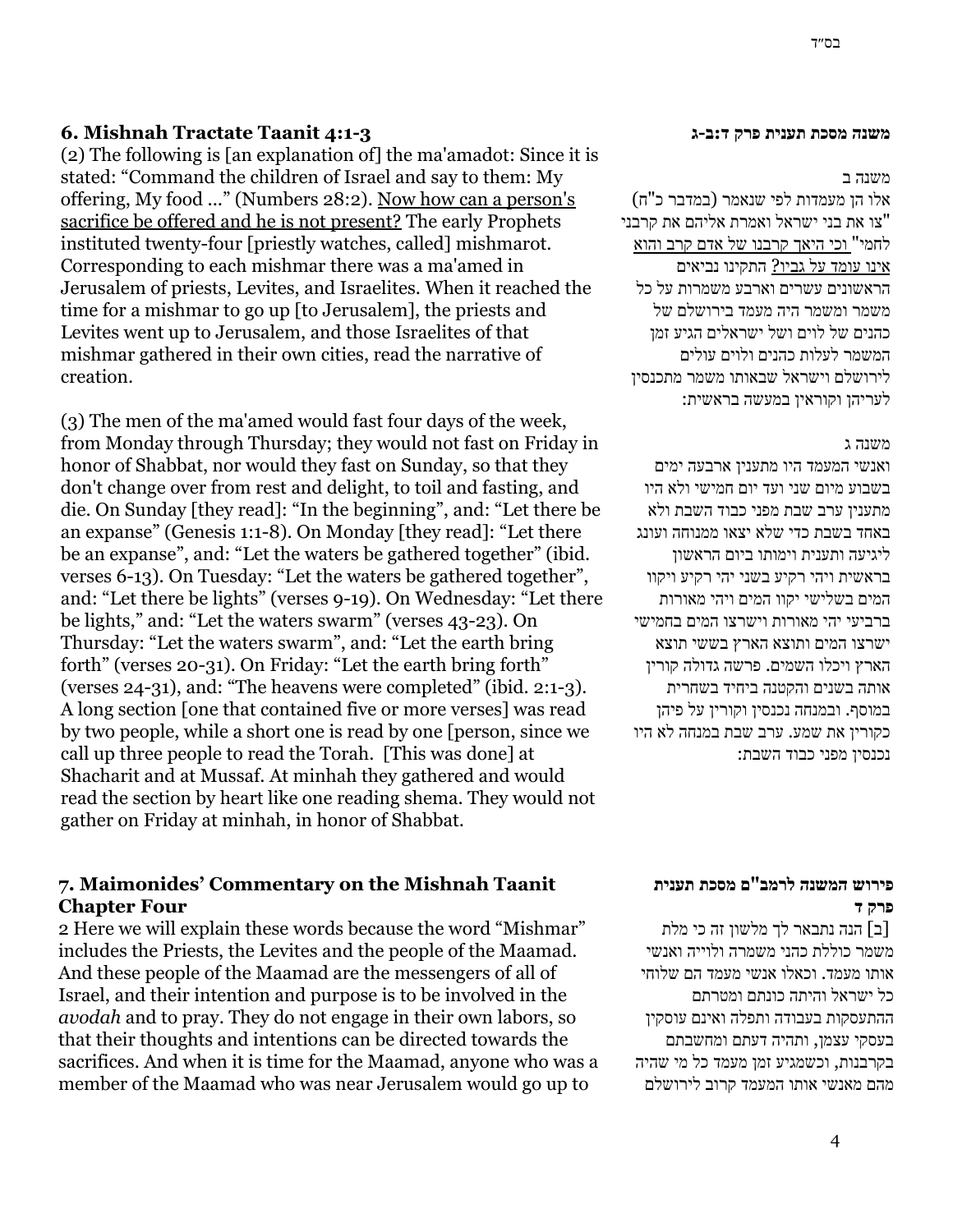בס"ד

### 6. Mishnah Tractate Taanit 4:1-3

(2) The following is [an explanation of] the ma'amadot: Since it is stated: "Command the children of Israel and say to them: My offering, My food ..." (Numbers 28:2). <u>Now how can a person's sacrifice be offered and he is not present?</u> The early Prophets instituted twenty-four [priestly watches, called] mishmarot. Corresponding to each mishmar there was a ma'amed in Jerusalem of priests, Levites, and Israelites. When it reached the time for a mishmar to go up [to Jerusalem], the priests and Levites went up to Jerusalem, and those Israelites of that mishmar gathered in their own cities, read the narrative of creation.

(3) The men of the ma'amed would fast four days of the week, from Monday through Thursday; they would not fast on Friday in honor of Shabbat, nor would they fast on Sunday, so that they don't change over from rest and delight, to toil and fasting, and die. On Sunday [they read]: "In the beginning", and: "Let there be an expanse" (Genesis 1:1-8). On Monday [they read]: "Let there be an expanse", and: "Let the waters be gathered together" (ibid. verses 6-13). On Tuesday: "Let the waters be gathered together", and: "Let there be lights" (verses 9-19). On Wednesday: "Let there be lights," and: "Let the waters swarm" (verses 43-23). On Thursday: "Let the waters swarm", and: "Let the earth bring forth" (verses 20-31). On Friday: "Let the earth bring forth" (verses 24-31), and: "The heavens were completed" (ibid. 2:1-3). A long section [one that contained five or more verses] was read by two people, while a short one is read by one [person, since we call up three people to read the Torah. [This was done] at Shacharit and at Mussaf. At minhah they gathered and would read the section by heart like one reading shema. They would not gather on Friday at minhah, in honor of Shabbat.

### משנה מסכת תענית פרק ד:ב-ג

משנה ב

אלו הן מעמדות לפי שנאמר (במדבר כ"ח) "צו את בני ישראל ואמרת אליהם את קרבני לחמי" <u>וכי היאך קרבנו של אדם קרב והוא אינו עומד על גביו?</u> התקינו נביאים הראשונים עשרים וארבע משמרות על כל משמר ומשמר היה מעמד בירושלם של כהנים של לוים ושל ישראלים הגיע זמן המשמר לעלות כהנים ולוים עולים לירושלם וישראל שבאותו משמר מתכנסין לעריהן וקוראין במעשה בראשית:

משנה ג

ואנשי המעמד היו מתענין ארבעה ימים בשבוע מיום שני ועד יום חמישי ולא היו מתענין ערב שבת מפני כבוד השבת ולא באחד בשבת כדי שלא יצאו ממנוחה ועונג ליגיעה ותענית וימותו ביום הראשון בראשית ויהי רקיע בשני יהי רקיע ויקוו המים בשלישי יקוו המים ויהי מאורות ברביעי יהי מאורות וישרצו המים בחמישי ישרצו המים ותוצא הארץ בששי תוצא הארץ ויכלו השמים. פרשה גדולה קורין אותה בשנים והקטנה ביחיד בשחרית במוסף. ובמנחה נכנסין וקורין על פיהן כקורין את שמע. ערב שבת במנחה לא היו נכנסין מפני כבוד השבת:

### 7. Maimonides' Commentary on the Mishnah Taanit Chapter Four

2 Here we will explain these words because the word "Mishmar" includes the Priests, the Levites and the people of the Maamad. And these people of the Maamad are the messengers of all of Israel, and their intention and purpose is to be involved in the *avodah* and to pray. They do not engage in their own labors, so that their thoughts and intentions can be directed towards the sacrifices. And when it is time for the Maamad, anyone who was a member of the Maamad who was near Jerusalem would go up to

### פירוש המשנה לרמב"ם מסכת תענית פרק ד

[ב] הנה נתבאר לך מלשון זה כי מלת משמר כוללת כהני משמרה ולוייה ואנשי אותו מעמד. וכאלו אנשי מעמד הם שלוחי כל ישראל והיתה כונתם ומטרתם ההתעסקות בעבודה ותפלה ואינם עוסקין בעסקי עצמן, ותהיה דעתם ומחשבתם בקרבנות, וכשמגיע זמן מעמד כל מי שהיה מהם מאנשי אותו המעמד קרוב לירושלם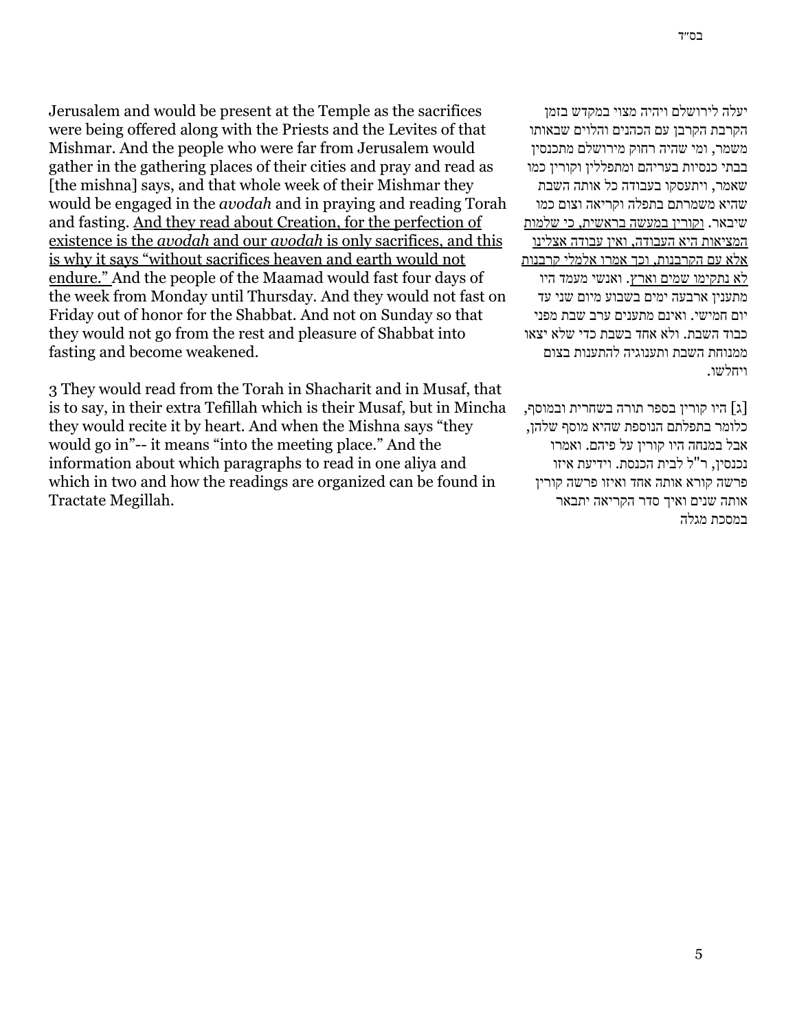Jerusalem and would be present at the Temple as the sacrifices were being offered along with the Priests and the Levites of that Mishmar. And the people who were far from Jerusalem would gather in the gathering places of their cities and pray and read as [the mishna] says, and that whole week of their Mishmar they would be engaged in the *avodah* and in praying and reading Torah and fasting. <u>And they read about Creation, for the perfection of existence is the *avodah* and our *avodah* is only sacrifices, and this is why it says "without sacrifices heaven and earth would not endure."</u> And the people of the Maamad would fast four days of the week from Monday until Thursday. And they would not fast on Friday out of honor for the Shabbat. And not on Sunday so that they would not go from the rest and pleasure of Shabbat into fasting and become weakened.

יעלה לירושלם ויהיה מצוי במקדש בזמן הקרבת הקרבן עם הכהנים והלוים שבאותו משמר, ומי שהיה רחוק מירושלם מתכנסין בבתי כנסיות בעריהם ומתפללין וקורין כמו שאמר, ויתעסקו בעבודה כל אותה השבת שהיא משמרתם בתפלה וקריאה וצום כמו שיבאר. <u>וקורין במעשה בראשית, כי שלמות המציאות היא העבודה, ואין עבודה אצלינו אלא עם הקרבנות, וכך אמרו אלמלי קרבנות לא נתקימו שמים וארץ</u>. ואנשי מעמד היו מתענין ארבעה ימים בשבוע מיום שני עד יום חמישי. ואינם מתענים ערב שבת מפני כבוד השבת. ולא אחד בשבת כדי שלא יצאו ממנוחת השבת ותענוגיה להתענות בצום ויחלשו.

3 They would read from the Torah in Shacharit and in Musaf, that is to say, in their extra Tefillah which is their Musaf, but in Mincha they would recite it by heart. And when the Mishna says "they would go in"-- it means "into the meeting place." And the information about which paragraphs to read in one aliya and which in two and how the readings are organized can be found in Tractate Megillah.

[ג] היו קורין בספר תורה בשחרית ובמוסף, כלומר בתפלתם הנוספת שהיא מוסף שלהן, אבל במנחה היו קורין על פיהם. ואמרו נכנסין, ר"ל לבית הכנסת. וידיעת איזו פרשה קורא אותה אחד ואיזו פרשה קורין אותה שנים ואיך סדר הקריאה יתבאר במסכת מגלה